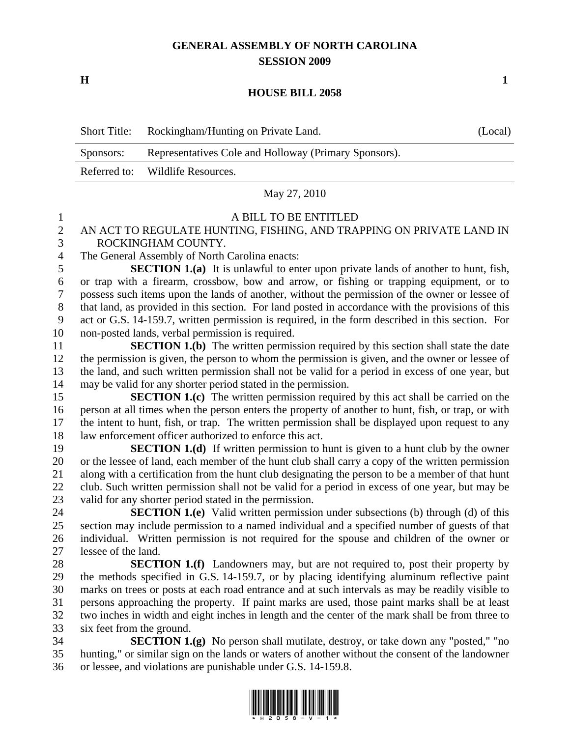# GENERAL ASSEMBLY OF NORTH CAROLINA
## SESSION 2009

**H** **1**

## HOUSE BILL 2058

| Short Title: | Rockingham/Hunting on Private Land. | (Local) |
|---|---|---|
| Sponsors: | Representatives Cole and Holloway (Primary Sponsors). | |
| Referred to: | Wildlife Resources. | |

May 27, 2010

A BILL TO BE ENTITLED

AN ACT TO REGULATE HUNTING, FISHING, AND TRAPPING ON PRIVATE LAND IN ROCKINGHAM COUNTY.

The General Assembly of North Carolina enacts:

**SECTION 1.(a)** It is unlawful to enter upon private lands of another to hunt, fish, or trap with a firearm, crossbow, bow and arrow, or fishing or trapping equipment, or to possess such items upon the lands of another, without the permission of the owner or lessee of that land, as provided in this section. For land posted in accordance with the provisions of this act or G.S. 14-159.7, written permission is required, in the form described in this section. For non-posted lands, verbal permission is required.

**SECTION 1.(b)** The written permission required by this section shall state the date the permission is given, the person to whom the permission is given, and the owner or lessee of the land, and such written permission shall not be valid for a period in excess of one year, but may be valid for any shorter period stated in the permission.

**SECTION 1.(c)** The written permission required by this act shall be carried on the person at all times when the person enters the property of another to hunt, fish, or trap, or with the intent to hunt, fish, or trap. The written permission shall be displayed upon request to any law enforcement officer authorized to enforce this act.

**SECTION 1.(d)** If written permission to hunt is given to a hunt club by the owner or the lessee of land, each member of the hunt club shall carry a copy of the written permission along with a certification from the hunt club designating the person to be a member of that hunt club. Such written permission shall not be valid for a period in excess of one year, but may be valid for any shorter period stated in the permission.

**SECTION 1.(e)** Valid written permission under subsections (b) through (d) of this section may include permission to a named individual and a specified number of guests of that individual. Written permission is not required for the spouse and children of the owner or lessee of the land.

**SECTION 1.(f)** Landowners may, but are not required to, post their property by the methods specified in G.S. 14-159.7, or by placing identifying aluminum reflective paint marks on trees or posts at each road entrance and at such intervals as may be readily visible to persons approaching the property. If paint marks are used, those paint marks shall be at least two inches in width and eight inches in length and the center of the mark shall be from three to six feet from the ground.

**SECTION 1.(g)** No person shall mutilate, destroy, or take down any "posted," "no hunting," or similar sign on the lands or waters of another without the consent of the landowner or lessee, and violations are punishable under G.S. 14-159.8.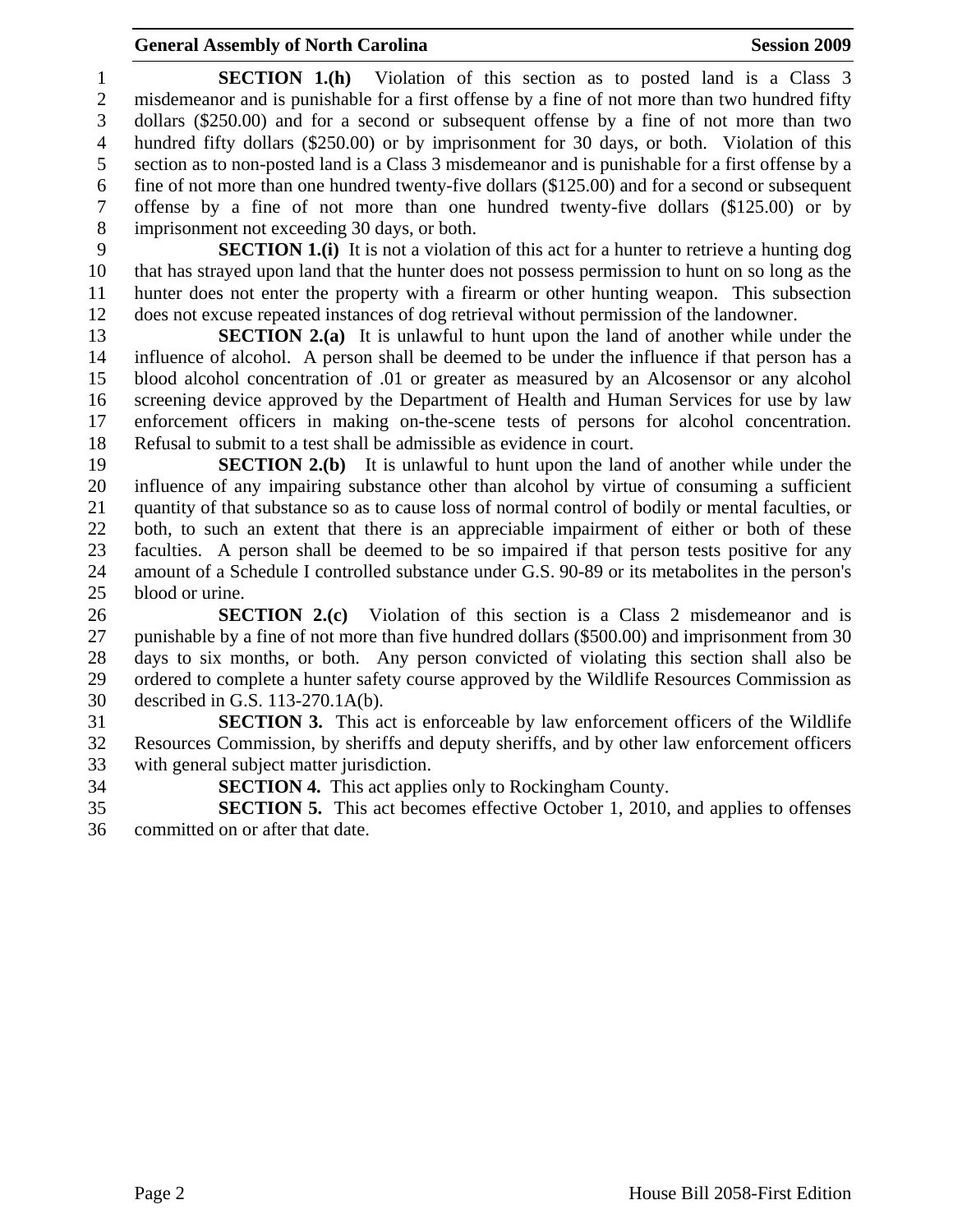**SECTION 1.(h)** Violation of this section as to posted land is a Class 3 misdemeanor and is punishable for a first offense by a fine of not more than two hundred fifty dollars ($250.00) and for a second or subsequent offense by a fine of not more than two hundred fifty dollars ($250.00) or by imprisonment for 30 days, or both. Violation of this section as to non-posted land is a Class 3 misdemeanor and is punishable for a first offense by a fine of not more than one hundred twenty-five dollars ($125.00) and for a second or subsequent offense by a fine of not more than one hundred twenty-five dollars ($125.00) or by imprisonment not exceeding 30 days, or both.

**SECTION 1.(i)** It is not a violation of this act for a hunter to retrieve a hunting dog that has strayed upon land that the hunter does not possess permission to hunt on so long as the hunter does not enter the property with a firearm or other hunting weapon. This subsection does not excuse repeated instances of dog retrieval without permission of the landowner.

**SECTION 2.(a)** It is unlawful to hunt upon the land of another while under the influence of alcohol. A person shall be deemed to be under the influence if that person has a blood alcohol concentration of .01 or greater as measured by an Alcosensor or any alcohol screening device approved by the Department of Health and Human Services for use by law enforcement officers in making on-the-scene tests of persons for alcohol concentration. Refusal to submit to a test shall be admissible as evidence in court.

**SECTION 2.(b)** It is unlawful to hunt upon the land of another while under the influence of any impairing substance other than alcohol by virtue of consuming a sufficient quantity of that substance so as to cause loss of normal control of bodily or mental faculties, or both, to such an extent that there is an appreciable impairment of either or both of these faculties. A person shall be deemed to be so impaired if that person tests positive for any amount of a Schedule I controlled substance under G.S. 90-89 or its metabolites in the person's blood or urine.

**SECTION 2.(c)** Violation of this section is a Class 2 misdemeanor and is punishable by a fine of not more than five hundred dollars ($500.00) and imprisonment from 30 days to six months, or both. Any person convicted of violating this section shall also be ordered to complete a hunter safety course approved by the Wildlife Resources Commission as described in G.S. 113-270.1A(b).

**SECTION 3.** This act is enforceable by law enforcement officers of the Wildlife Resources Commission, by sheriffs and deputy sheriffs, and by other law enforcement officers with general subject matter jurisdiction.

**SECTION 4.** This act applies only to Rockingham County.

**SECTION 5.** This act becomes effective October 1, 2010, and applies to offenses committed on or after that date.